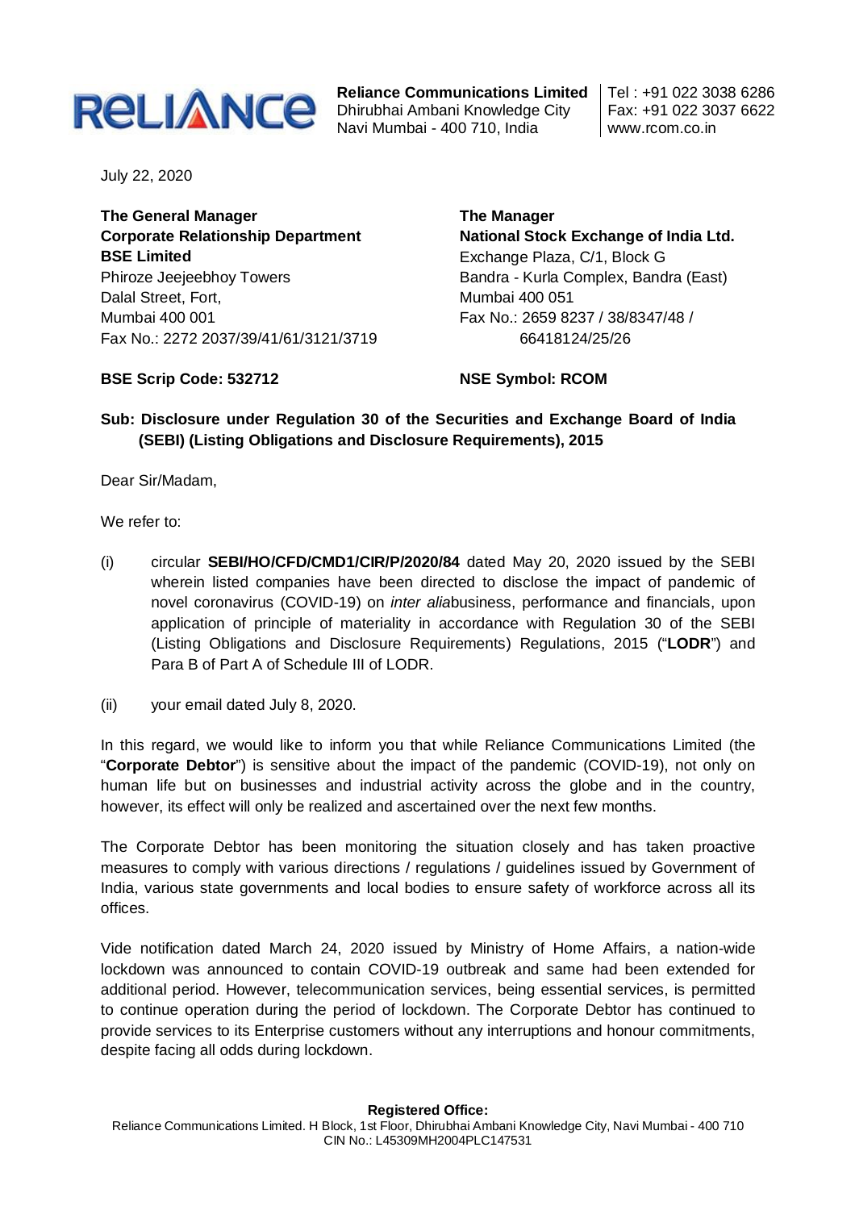**Reliance Communications Limited**
Dhirubhai Ambani Knowledge City
Navi Mumbai - 400 710, India

Tel : +91 022 3038 6286
Fax: +91 022 3037 6622
www.rcom.co.in

July 22, 2020

**The General Manager**
**Corporate Relationship Department**
**BSE Limited**
Phiroze Jeejeebhoy Towers
Dalal Street, Fort,
Mumbai 400 001
Fax No.: 2272 2037/39/41/61/3121/3719

**The Manager**
**National Stock Exchange of India Ltd.**
Exchange Plaza, C/1, Block G
Bandra - Kurla Complex, Bandra (East)
Mumbai 400 051
Fax No.: 2659 8237 / 38/8347/48 / 66418124/25/26

**BSE Scrip Code: 532712**

**NSE Symbol: RCOM**

**Sub: Disclosure under Regulation 30 of the Securities and Exchange Board of India (SEBI) (Listing Obligations and Disclosure Requirements), 2015**

Dear Sir/Madam,

We refer to:

(i) circular **SEBI/HO/CFD/CMD1/CIR/P/2020/84** dated May 20, 2020 issued by the SEBI wherein listed companies have been directed to disclose the impact of pandemic of novel coronavirus (COVID-19) on *inter alia*business, performance and financials, upon application of principle of materiality in accordance with Regulation 30 of the SEBI (Listing Obligations and Disclosure Requirements) Regulations, 2015 ("**LODR**") and Para B of Part A of Schedule III of LODR.

(ii) your email dated July 8, 2020.

In this regard, we would like to inform you that while Reliance Communications Limited (the "**Corporate Debtor**") is sensitive about the impact of the pandemic (COVID-19), not only on human life but on businesses and industrial activity across the globe and in the country, however, its effect will only be realized and ascertained over the next few months.

The Corporate Debtor has been monitoring the situation closely and has taken proactive measures to comply with various directions / regulations / guidelines issued by Government of India, various state governments and local bodies to ensure safety of workforce across all its offices.

Vide notification dated March 24, 2020 issued by Ministry of Home Affairs, a nation-wide lockdown was announced to contain COVID-19 outbreak and same had been extended for additional period. However, telecommunication services, being essential services, is permitted to continue operation during the period of lockdown. The Corporate Debtor has continued to provide services to its Enterprise customers without any interruptions and honour commitments, despite facing all odds during lockdown.

**Registered Office:**
Reliance Communications Limited. H Block, 1st Floor, Dhirubhai Ambani Knowledge City, Navi Mumbai - 400 710
CIN No.: L45309MH2004PLC147531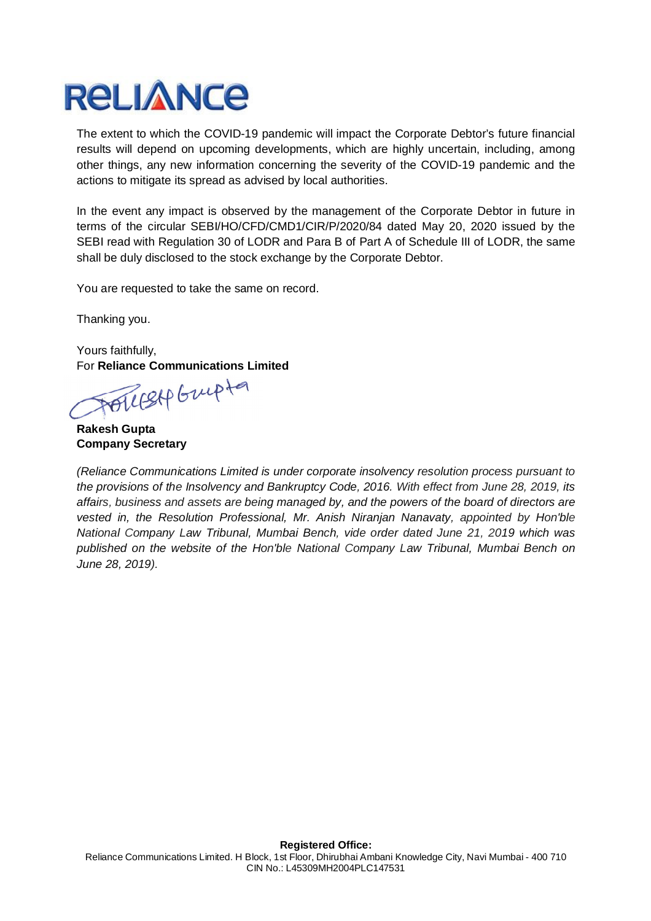The extent to which the COVID-19 pandemic will impact the Corporate Debtor's future financial results will depend on upcoming developments, which are highly uncertain, including, among other things, any new information concerning the severity of the COVID-19 pandemic and the actions to mitigate its spread as advised by local authorities.

In the event any impact is observed by the management of the Corporate Debtor in future in terms of the circular SEBI/HO/CFD/CMD1/CIR/P/2020/84 dated May 20, 2020 issued by the SEBI read with Regulation 30 of LODR and Para B of Part A of Schedule III of LODR, the same shall be duly disclosed to the stock exchange by the Corporate Debtor.

You are requested to take the same on record.

Thanking you.

Yours faithfully,
For **Reliance Communications Limited**

**Rakesh Gupta**
**Company Secretary**

*(Reliance Communications Limited is under corporate insolvency resolution process pursuant to the provisions of the Insolvency and Bankruptcy Code, 2016. With effect from June 28, 2019, its affairs, business and assets are being managed by, and the powers of the board of directors are vested in, the Resolution Professional, Mr. Anish Niranjan Nanavaty, appointed by Hon'ble National Company Law Tribunal, Mumbai Bench, vide order dated June 21, 2019 which was published on the website of the Hon'ble National Company Law Tribunal, Mumbai Bench on June 28, 2019).*

**Registered Office:**
Reliance Communications Limited. H Block, 1st Floor, Dhirubhai Ambani Knowledge City, Navi Mumbai - 400 710
CIN No.: L45309MH2004PLC147531